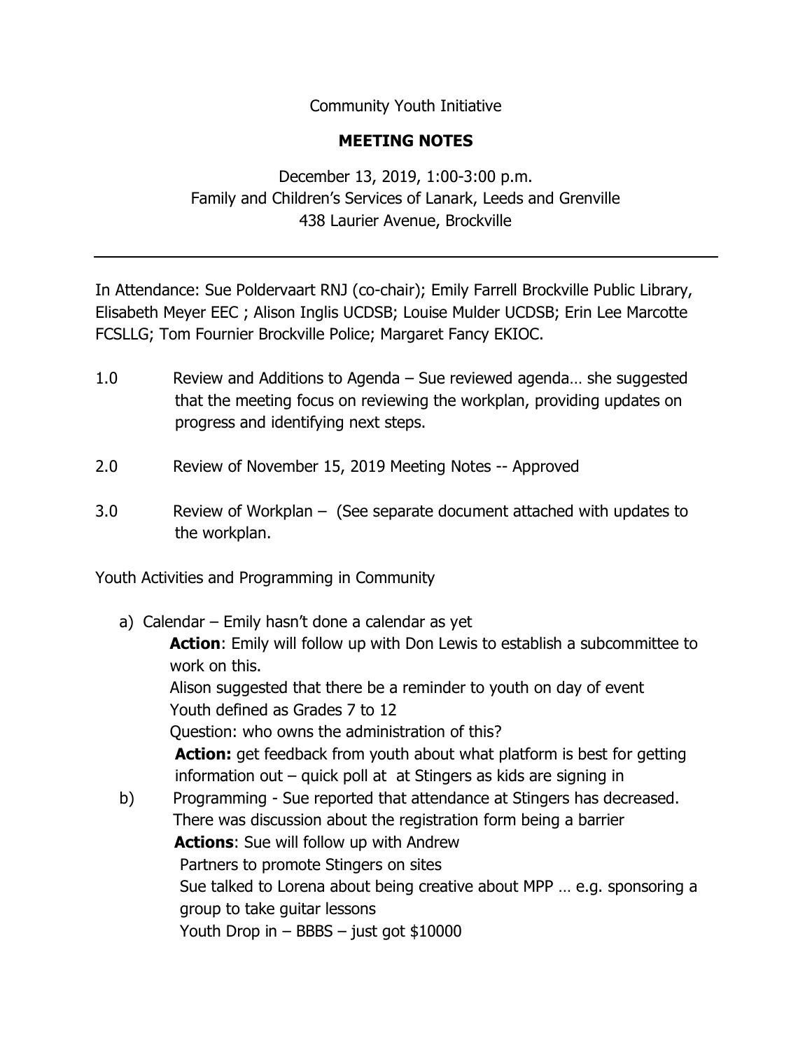Community Youth Initiative

# MEETING NOTES

December 13, 2019, 1:00-3:00 p.m.
Family and Children's Services of Lanark, Leeds and Grenville
438 Laurier Avenue, Brockville

---

In Attendance: Sue Poldervaart RNJ (co-chair); Emily Farrell Brockville Public Library, Elisabeth Meyer EEC ; Alison Inglis UCDSB; Louise Mulder UCDSB; Erin Lee Marcotte FCSLLG; Tom Fournier Brockville Police; Margaret Fancy EKIOC.

1.0 Review and Additions to Agenda – Sue reviewed agenda… she suggested that the meeting focus on reviewing the workplan, providing updates on progress and identifying next steps.

2.0 Review of November 15, 2019 Meeting Notes -- Approved

3.0 Review of Workplan – (See separate document attached with updates to the workplan.

Youth Activities and Programming in Community

a) Calendar – Emily hasn't done a calendar as yet
   **Action**: Emily will follow up with Don Lewis to establish a subcommittee to work on this.
   Alison suggested that there be a reminder to youth on day of event
   Youth defined as Grades 7 to 12
   Question: who owns the administration of this?
   **Action:** get feedback from youth about what platform is best for getting information out – quick poll at at Stingers as kids are signing in

b) Programming - Sue reported that attendance at Stingers has decreased. There was discussion about the registration form being a barrier
   **Actions**: Sue will follow up with Andrew
   Partners to promote Stingers on sites
   Sue talked to Lorena about being creative about MPP … e.g. sponsoring a group to take guitar lessons
   Youth Drop in – BBBS – just got $10000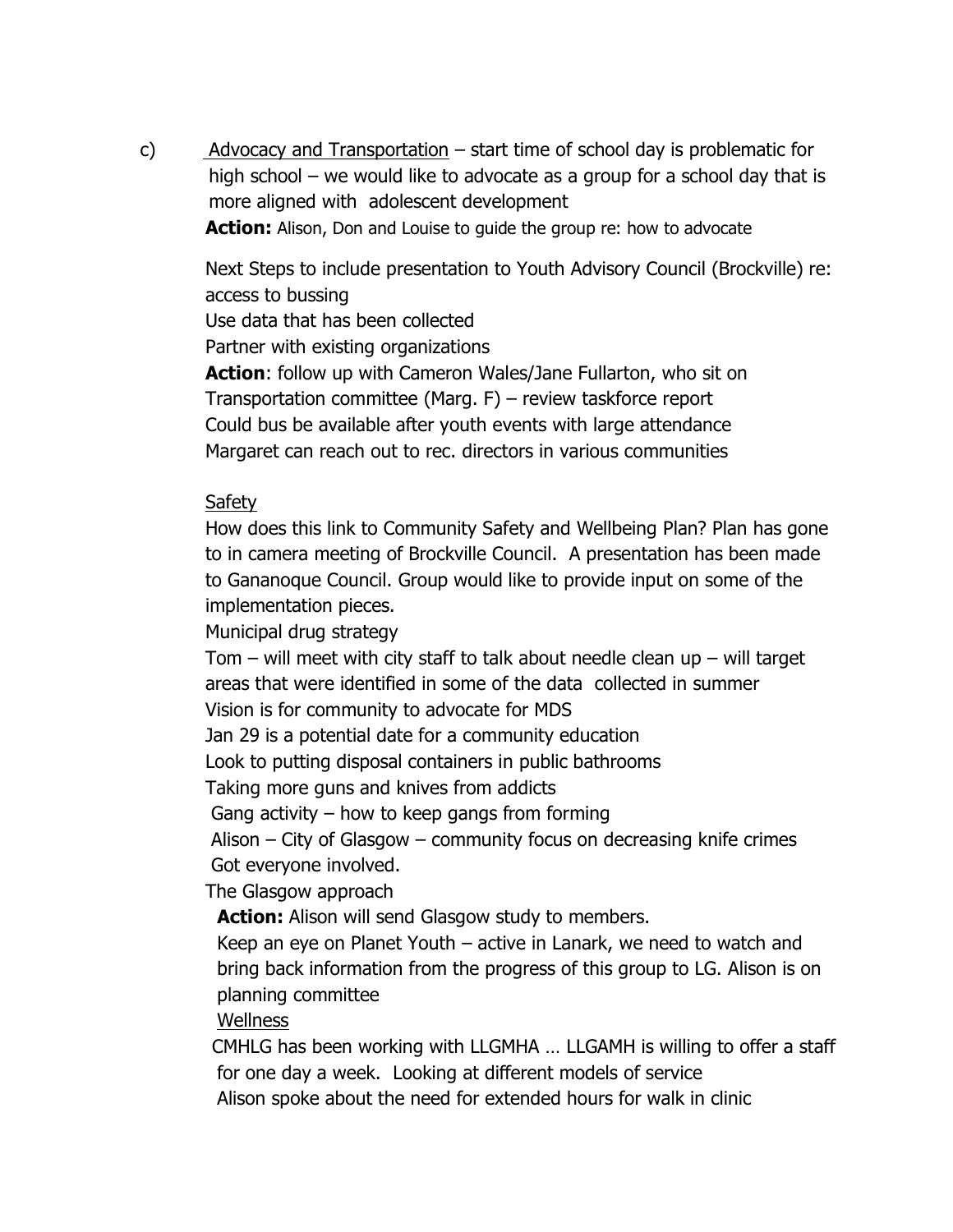c) <u>Advocacy and Transportation</u> – start time of school day is problematic for high school – we would like to advocate as a group for a school day that is more aligned with adolescent development

**Action:** Alison, Don and Louise to guide the group re: how to advocate

Next Steps to include presentation to Youth Advisory Council (Brockville) re: access to bussing
Use data that has been collected
Partner with existing organizations
**Action**: follow up with Cameron Wales/Jane Fullarton, who sit on Transportation committee (Marg. F) – review taskforce report
Could bus be available after youth events with large attendance
Margaret can reach out to rec. directors in various communities

<u>Safety</u>

How does this link to Community Safety and Wellbeing Plan? Plan has gone to in camera meeting of Brockville Council. A presentation has been made to Gananoque Council. Group would like to provide input on some of the implementation pieces.
Municipal drug strategy
Tom – will meet with city staff to talk about needle clean up – will target areas that were identified in some of the data collected in summer
Vision is for community to advocate for MDS
Jan 29 is a potential date for a community education
Look to putting disposal containers in public bathrooms
Taking more guns and knives from addicts
Gang activity – how to keep gangs from forming
Alison – City of Glasgow – community focus on decreasing knife crimes
Got everyone involved.
The Glasgow approach
**Action:** Alison will send Glasgow study to members.
Keep an eye on Planet Youth – active in Lanark, we need to watch and bring back information from the progress of this group to LG. Alison is on planning committee

<u>Wellness</u>

CMHLG has been working with LLGMHA … LLGAMH is willing to offer a staff for one day a week. Looking at different models of service
Alison spoke about the need for extended hours for walk in clinic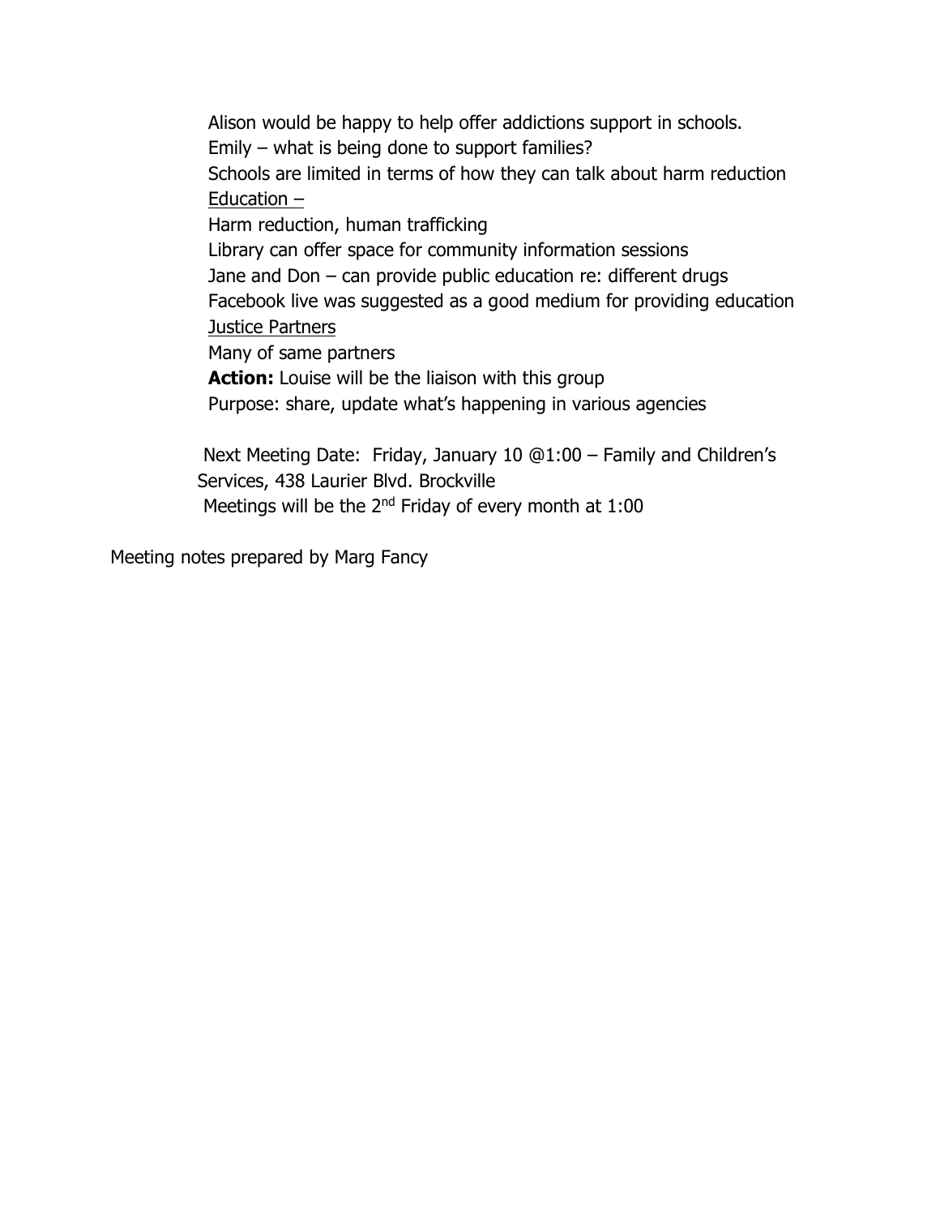Alison would be happy to help offer addictions support in schools.
Emily – what is being done to support families?
Schools are limited in terms of how they can talk about harm reduction
<u>Education –</u>
Harm reduction, human trafficking
Library can offer space for community information sessions
Jane and Don – can provide public education re: different drugs
Facebook live was suggested as a good medium for providing education
<u>Justice Partners</u>
Many of same partners
**Action:** Louise will be the liaison with this group
Purpose: share, update what's happening in various agencies

Next Meeting Date: Friday, January 10 @1:00 – Family and Children's Services, 438 Laurier Blvd. Brockville
Meetings will be the 2nd Friday of every month at 1:00

Meeting notes prepared by Marg Fancy